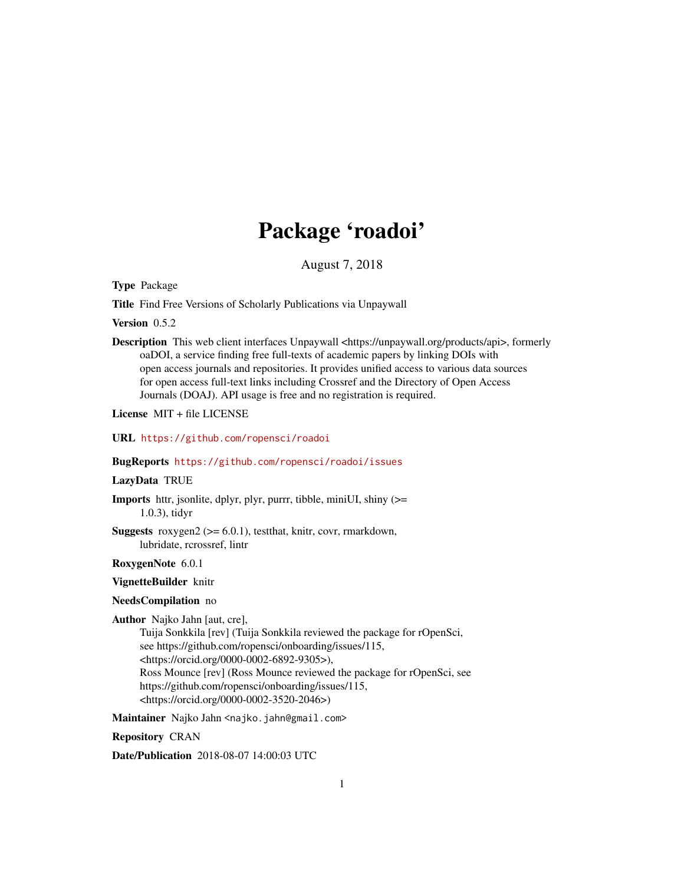# Package 'roadoi'

August 7, 2018

**Type** Package

**Title** Find Free Versions of Scholarly Publications via Unpaywall

**Version** 0.5.2

**Description** This web client interfaces Unpaywall <https://unpaywall.org/products/api>, formerly oaDOI, a service finding free full-texts of academic papers by linking DOIs with open access journals and repositories. It provides unified access to various data sources for open access full-text links including Crossref and the Directory of Open Access Journals (DOAJ). API usage is free and no registration is required.

**License** MIT + file LICENSE

**URL** https://github.com/ropensci/roadoi

**BugReports** https://github.com/ropensci/roadoi/issues

**LazyData** TRUE

**Imports** httr, jsonlite, dplyr, plyr, purrr, tibble, miniUI, shiny (>= 1.0.3), tidyr

**Suggests** roxygen2 (>= 6.0.1), testthat, knitr, covr, rmarkdown, lubridate, rcrossref, lintr

**RoxygenNote** 6.0.1

**VignetteBuilder** knitr

**NeedsCompilation** no

**Author** Najko Jahn [aut, cre],
Tuija Sonkkila [rev] (Tuija Sonkkila reviewed the package for rOpenSci, see https://github.com/ropensci/onboarding/issues/115, <https://orcid.org/0000-0002-6892-9305>),
Ross Mounce [rev] (Ross Mounce reviewed the package for rOpenSci, see https://github.com/ropensci/onboarding/issues/115, <https://orcid.org/0000-0002-3520-2046>)

**Maintainer** Najko Jahn <najko.jahn@gmail.com>

**Repository** CRAN

**Date/Publication** 2018-08-07 14:00:03 UTC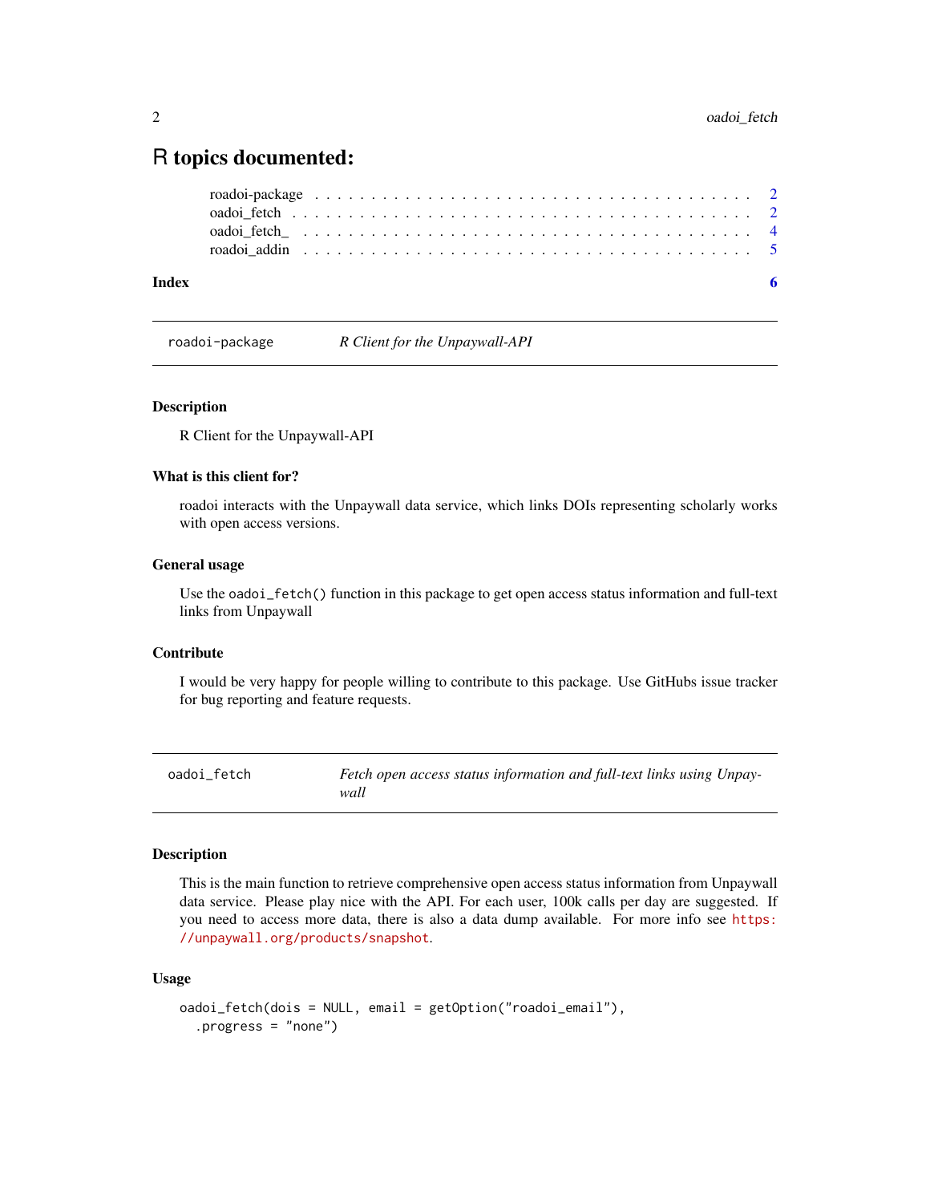# R topics documented:

roadoi-package . . . . . . . . . . . . . . . . . . . . . . . . . . . . . . . . . . . . 2
oadoi_fetch . . . . . . . . . . . . . . . . . . . . . . . . . . . . . . . . . . . . . . 2
oadoi_fetch_ . . . . . . . . . . . . . . . . . . . . . . . . . . . . . . . . . . . . . 4
roadoi_addin . . . . . . . . . . . . . . . . . . . . . . . . . . . . . . . . . . . . . 5

**Index** **6**

---

`roadoi-package` *R Client for the Unpaywall-API*

---

### Description

R Client for the Unpaywall-API

### What is this client for?

roadoi interacts with the Unpaywall data service, which links DOIs representing scholarly works with open access versions.

### General usage

Use the `oadoi_fetch()` function in this package to get open access status information and full-text links from Unpaywall

### Contribute

I would be very happy for people willing to contribute to this package. Use GitHubs issue tracker for bug reporting and feature requests.

---

`oadoi_fetch` *Fetch open access status information and full-text links using Unpaywall*

---

### Description

This is the main function to retrieve comprehensive open access status information from Unpaywall data service. Please play nice with the API. For each user, 100k calls per day are suggested. If you need to access more data, there is also a data dump available. For more info see https://unpaywall.org/products/snapshot.

### Usage

```
oadoi_fetch(dois = NULL, email = getOption("roadoi_email"),
  .progress = "none")
```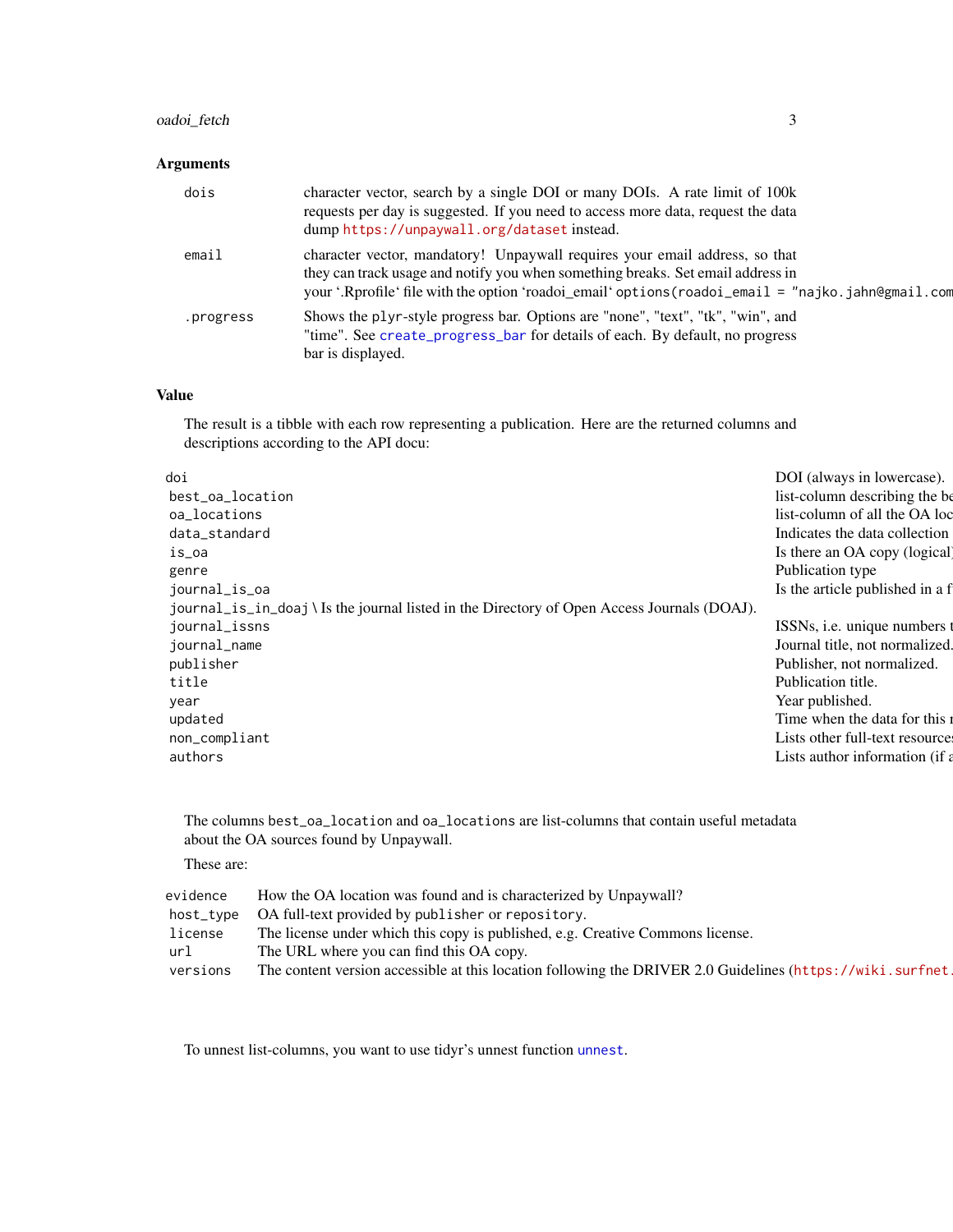### Arguments

| | |
|---|---|
| dois | character vector, search by a single DOI or many DOIs. A rate limit of 100k requests per day is suggested. If you need to access more data, request the data dump https://unpaywall.org/dataset instead. |
| email | character vector, mandatory! Unpaywall requires your email address, so that they can track usage and notify you when something breaks. Set email address in your ‘.Rprofile‘ file with the option ‘roadoi_email‘ `options(roadoi_email = "najko.jahn@gmail.com` |
| .progress | Shows the `plyr`-style progress bar. Options are "none", "text", "tk", "win", and "time". See `create_progress_bar` for details of each. By default, no progress bar is displayed. |

### Value

The result is a tibble with each row representing a publication. Here are the returned columns and descriptions according to the API docu:

| | |
|---|---|
| `doi` | DOI (always in lowercase). |
| `best_oa_location` | list-column describing the be |
| `oa_locations` | list-column of all the OA loc |
| `data_standard` | Indicates the data collection |
| `is_oa` | Is there an OA copy (logical) |
| `genre` | Publication type |
| `journal_is_oa` | Is the article published in a f |
| `journal_is_in_doaj` \ Is the journal listed in the Directory of Open Access Journals (DOAJ). | |
| `journal_issns` | ISSNs, i.e. unique numbers t |
| `journal_name` | Journal title, not normalized. |
| `publisher` | Publisher, not normalized. |
| `title` | Publication title. |
| `year` | Year published. |
| `updated` | Time when the data for this r |
| `non_compliant` | Lists other full-text resources |
| `authors` | Lists author information (if a |

The columns `best_oa_location` and `oa_locations` are list-columns that contain useful metadata about the OA sources found by Unpaywall.

These are:

| | |
|---|---|
| `evidence` | How the OA location was found and is characterized by Unpaywall? |
| `host_type` | OA full-text provided by `publisher` or `repository`. |
| `license` | The license under which this copy is published, e.g. Creative Commons license. |
| `url` | The URL where you can find this OA copy. |
| `versions` | The content version accessible at this location following the DRIVER 2.0 Guidelines (https://wiki.surfnet. |

To unnest list-columns, you want to use tidyr's unnest function `unnest`.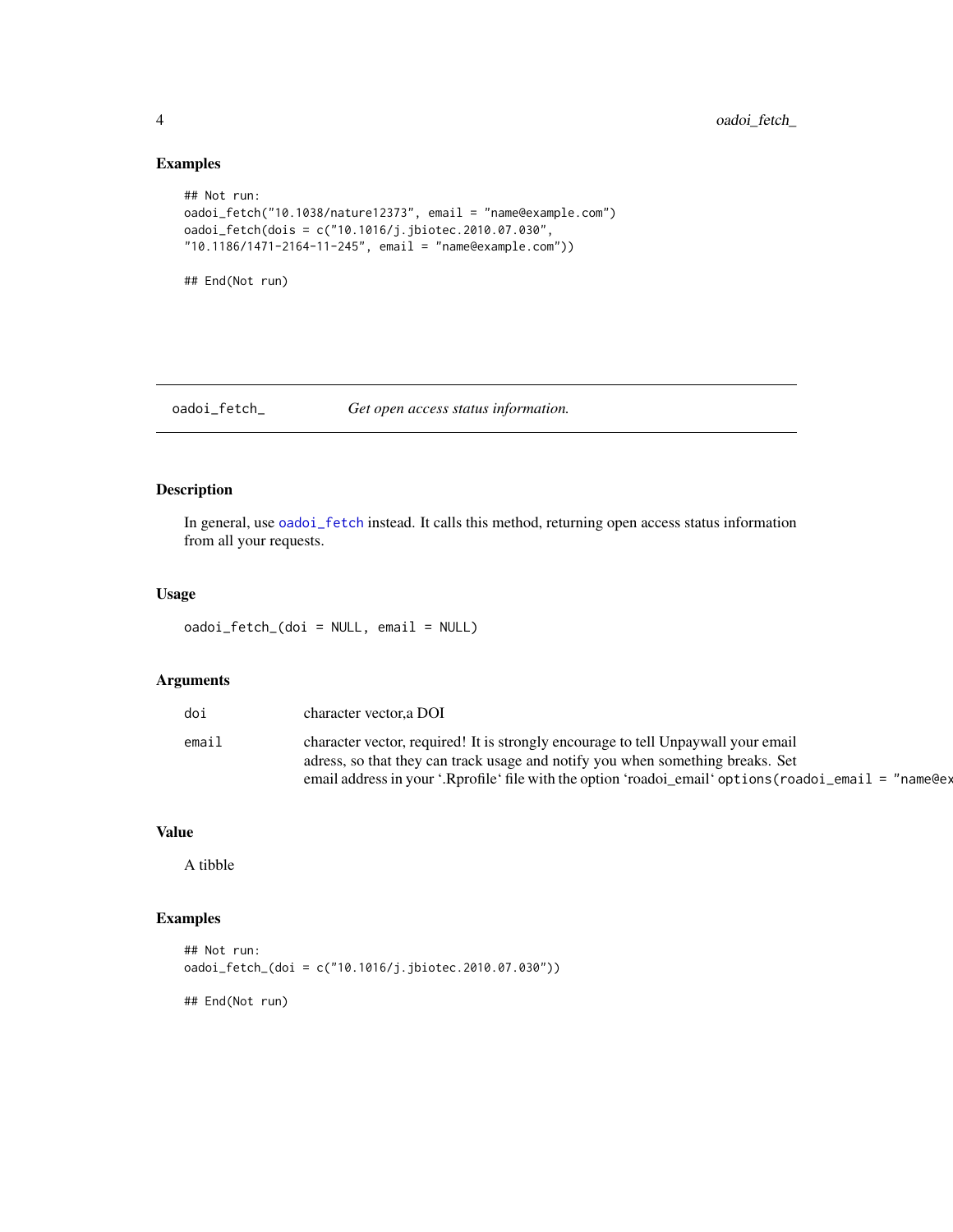## Examples

```
## Not run:
oadoi_fetch("10.1038/nature12373", email = "name@example.com")
oadoi_fetch(dois = c("10.1016/j.jbiotec.2010.07.030",
"10.1186/1471-2164-11-245", email = "name@example.com"))

## End(Not run)
```

---

# oadoi_fetch_ *Get open access status information.*

---

## Description

In general, use `oadoi_fetch` instead. It calls this method, returning open access status information from all your requests.

## Usage

```
oadoi_fetch_(doi = NULL, email = NULL)
```

## Arguments

| | |
|---|---|
| `doi` | character vector,a DOI |
| `email` | character vector, required! It is strongly encourage to tell Unpaywall your email adress, so that they can track usage and notify you when something breaks. Set email address in your '.Rprofile' file with the option 'roadoi_email' `options(roadoi_email = "name@ex` |

## Value

A tibble

## Examples

```
## Not run:
oadoi_fetch_(doi = c("10.1016/j.jbiotec.2010.07.030"))

## End(Not run)
```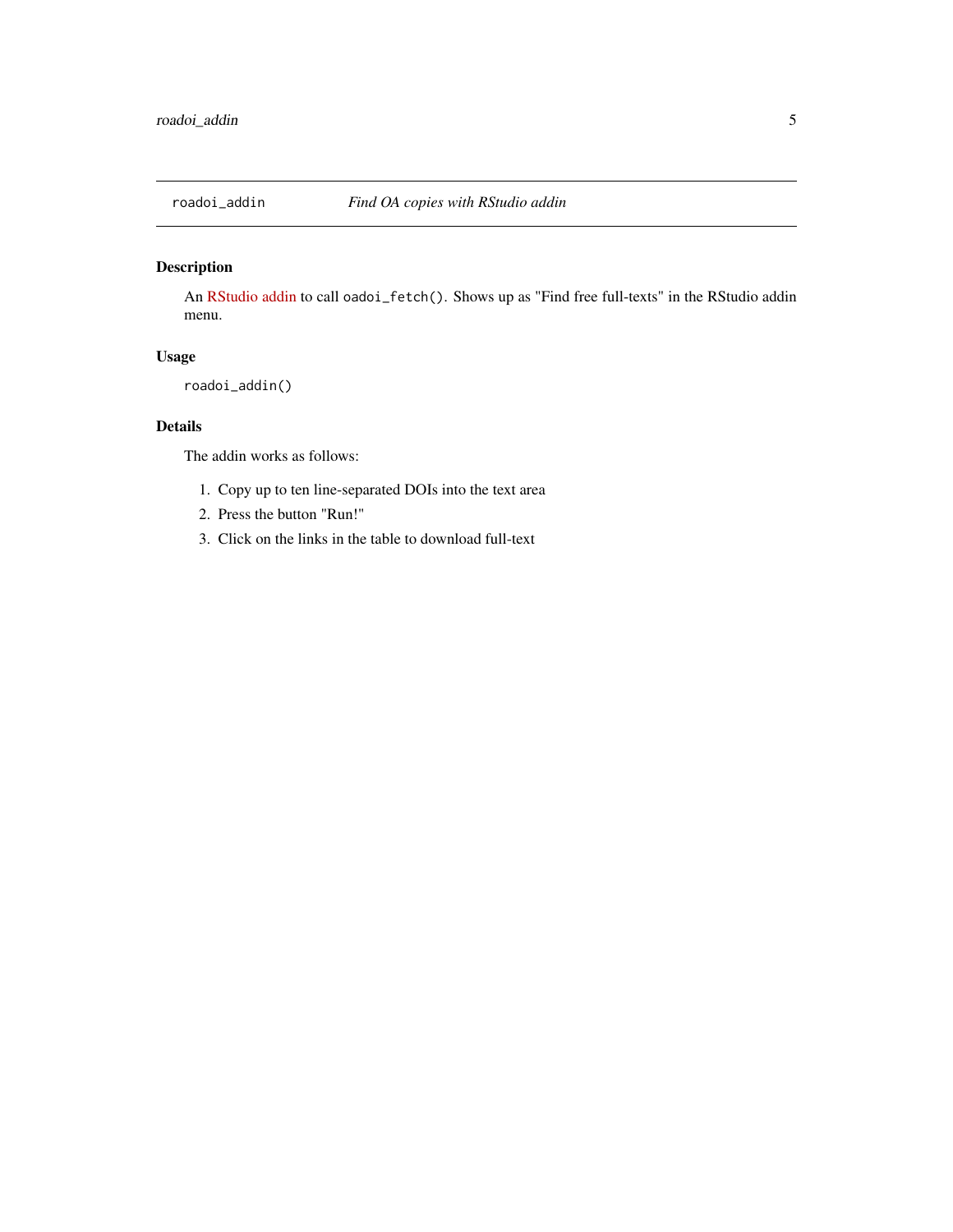`roadoi_addin` — *Find OA copies with RStudio addin*

## Description

An RStudio addin to call `oadoi_fetch()`. Shows up as "Find free full-texts" in the RStudio addin menu.

## Usage

```
roadoi_addin()
```

## Details

The addin works as follows:

1. Copy up to ten line-separated DOIs into the text area
2. Press the button "Run!"
3. Click on the links in the table to download full-text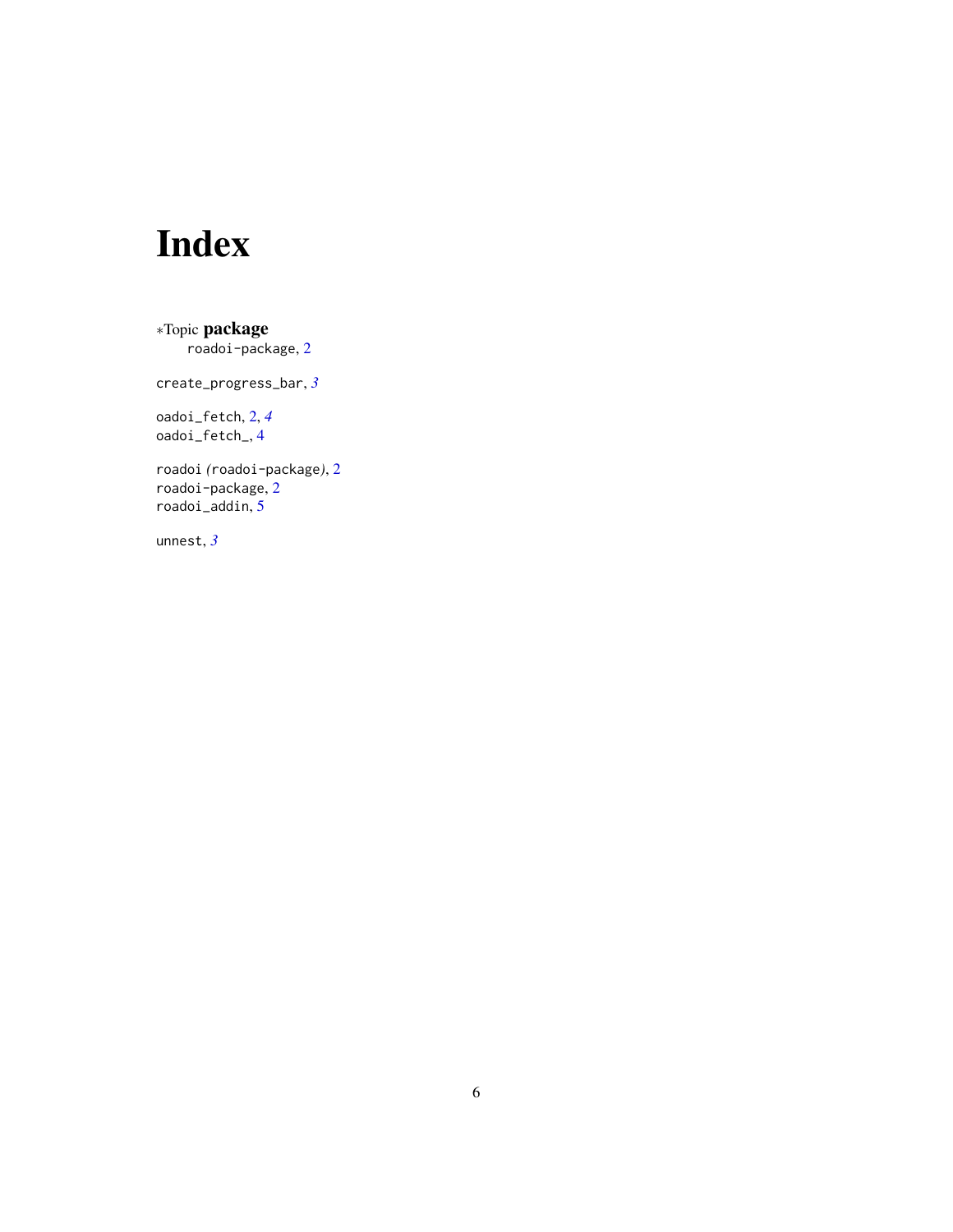# Index

*Topic **package**
  roadoi-package, 2

create_progress_bar, *3*

oadoi_fetch, 2, *4*
oadoi_fetch_, 4

roadoi *(*roadoi-package*)*, 2
roadoi-package, 2
roadoi_addin, 5

unnest, *3*